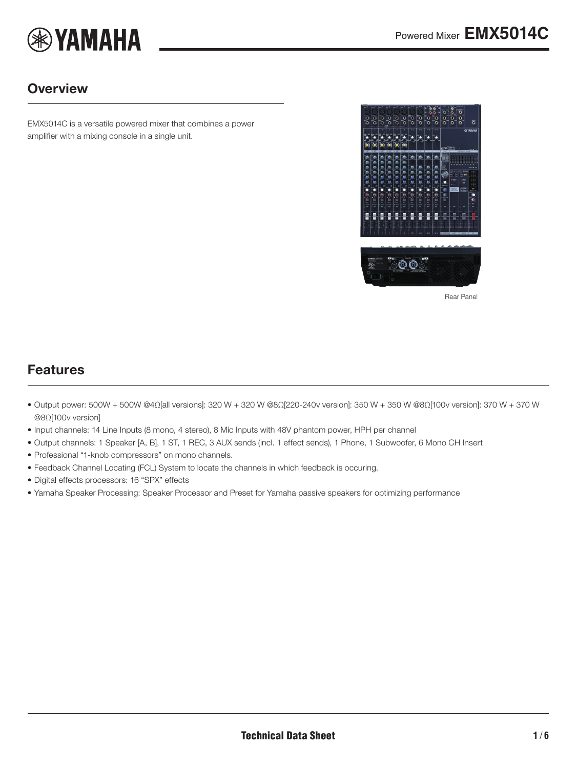# Powered Mixer EMX5014C

## Overview

EMX5014C is a versatile powered mixer that combines a power amplifier with a mixing console in a single unit.

Rear Panel

## Features

- Output power: 500W + 500W @4Ω[all versions]: 320 W + 320 W @8Ω[220-240v version]: 350 W + 350 W @8Ω[100v version]: 370 W + 370 W @8Ω[100v version]
- Input channels: 14 Line Inputs (8 mono, 4 stereo), 8 Mic Inputs with 48V phantom power, HPH per channel
- Output channels: 1 Speaker [A, B], 1 ST, 1 REC, 3 AUX sends (incl. 1 effect sends), 1 Phone, 1 Subwoofer, 6 Mono CH Insert
- Professional "1-knob compressors" on mono channels.
- Feedback Channel Locating (FCL) System to locate the channels in which feedback is occuring.
- Digital effects processors: 16 "SPX" effects
- Yamaha Speaker Processing: Speaker Processor and Preset for Yamaha passive speakers for optimizing performance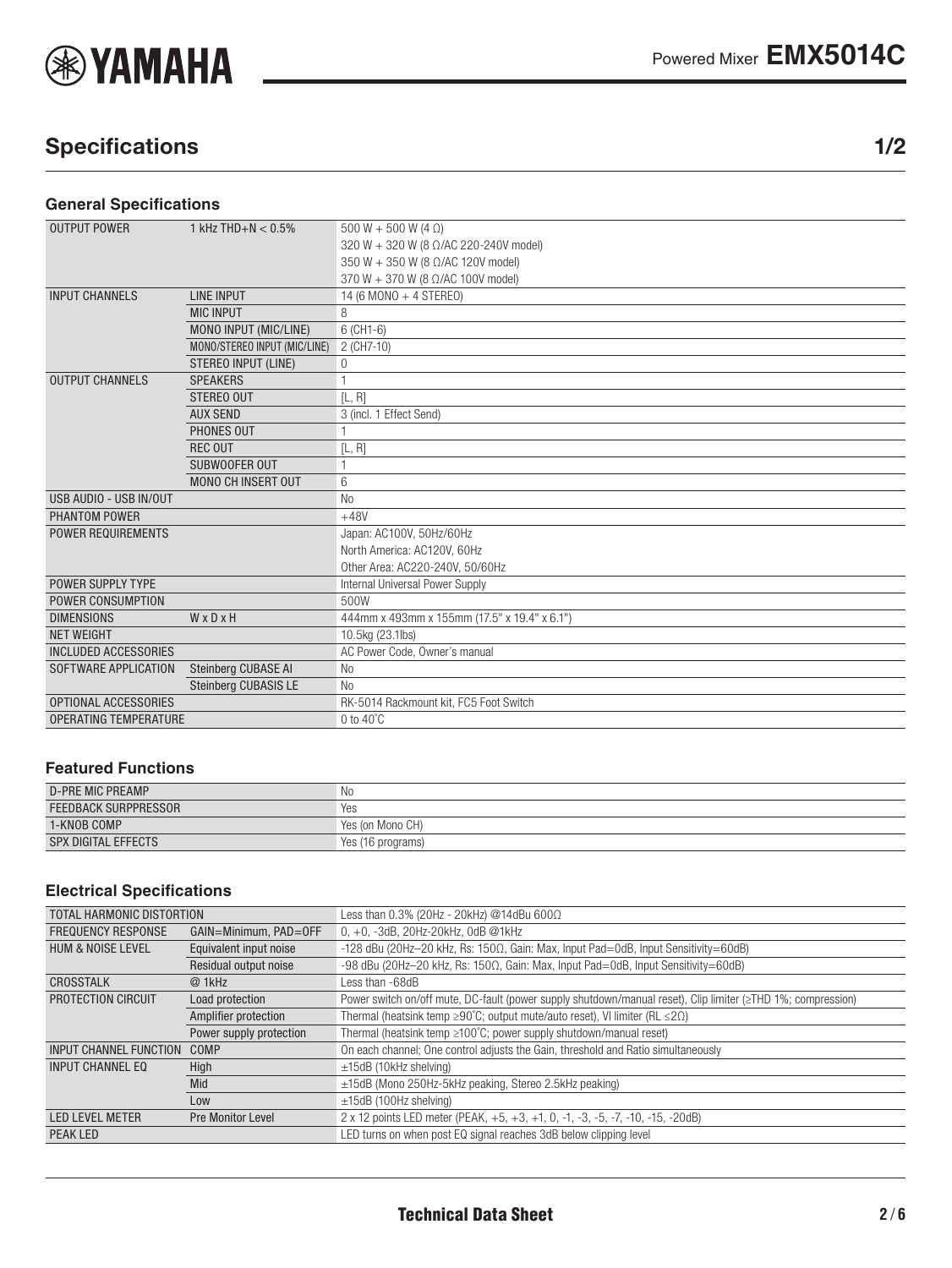# Powered Mixer EMX5014C

## Specifications 1/2

### General Specifications

| | | |
|---|---|---|
| OUTPUT POWER | 1 kHz THD+N < 0.5% | 500 W + 500 W (4 Ω)<br>320 W + 320 W (8 Ω/AC 220-240V model)<br>350 W + 350 W (8 Ω/AC 120V model)<br>370 W + 370 W (8 Ω/AC 100V model) |
| INPUT CHANNELS | LINE INPUT | 14 (6 MONO + 4 STEREO) |
| | MIC INPUT | 8 |
| | MONO INPUT (MIC/LINE) | 6 (CH1-6) |
| | MONO/STEREO INPUT (MIC/LINE) | 2 (CH7-10) |
| | STEREO INPUT (LINE) | 0 |
| OUTPUT CHANNELS | SPEAKERS | 1 |
| | STEREO OUT | [L, R] |
| | AUX SEND | 3 (incl. 1 Effect Send) |
| | PHONES OUT | 1 |
| | REC OUT | [L, R] |
| | SUBWOOFER OUT | 1 |
| | MONO CH INSERT OUT | 6 |
| USB AUDIO - USB IN/OUT | | No |
| PHANTOM POWER | | +48V |
| POWER REQUIREMENTS | | Japan: AC100V, 50Hz/60Hz<br>North America: AC120V, 60Hz<br>Other Area: AC220-240V, 50/60Hz |
| POWER SUPPLY TYPE | | Internal Universal Power Supply |
| POWER CONSUMPTION | | 500W |
| DIMENSIONS | W x D x H | 444mm x 493mm x 155mm (17.5" x 19.4" x 6.1") |
| NET WEIGHT | | 10.5kg (23.1lbs) |
| INCLUDED ACCESSORIES | | AC Power Code, Owner's manual |
| SOFTWARE APPLICATION | Steinberg CUBASE AI | No |
| | Steinberg CUBASIS LE | No |
| OPTIONAL ACCESSORIES | | RK-5014 Rackmount kit, FC5 Foot Switch |
| OPERATING TEMPERATURE | | 0 to 40˚C |

### Featured Functions

| | |
|---|---|
| D-PRE MIC PREAMP | No |
| FEEDBACK SURPPRESSOR | Yes |
| 1-KNOB COMP | Yes (on Mono CH) |
| SPX DIGITAL EFFECTS | Yes (16 programs) |

### Electrical Specifications

| | | |
|---|---|---|
| TOTAL HARMONIC DISTORTION | | Less than 0.3% (20Hz - 20kHz) @14dBu 600Ω |
| FREQUENCY RESPONSE | GAIN=Minimum, PAD=OFF | 0, +0, -3dB, 20Hz-20kHz, 0dB @1kHz |
| HUM & NOISE LEVEL | Equivalent input noise | -128 dBu (20Hz–20 kHz, Rs: 150Ω, Gain: Max, Input Pad=0dB, Input Sensitivity=60dB) |
| | Residual output noise | -98 dBu (20Hz–20 kHz, Rs: 150Ω, Gain: Max, Input Pad=0dB, Input Sensitivity=60dB) |
| CROSSTALK | @ 1kHz | Less than -68dB |
| PROTECTION CIRCUIT | Load protection | Power switch on/off mute, DC-fault (power supply shutdown/manual reset), Clip limiter (≥THD 1%; compression) |
| | Amplifier protection | Thermal (heatsink temp ≥90˚C; output mute/auto reset), VI limiter (RL ≤2Ω) |
| | Power supply protection | Thermal (heatsink temp ≥100˚C; power supply shutdown/manual reset) |
| INPUT CHANNEL FUNCTION | COMP | On each channel; One control adjusts the Gain, threshold and Ratio simultaneously |
| INPUT CHANNEL EQ | High | ±15dB (10kHz shelving) |
| | Mid | ±15dB (Mono 250Hz-5kHz peaking, Stereo 2.5kHz peaking) |
| | Low | ±15dB (100Hz shelving) |
| LED LEVEL METER | Pre Monitor Level | 2 x 12 points LED meter (PEAK, +5, +3, +1, 0, -1, -3, -5, -7, -10, -15, -20dB) |
| PEAK LED | | LED turns on when post EQ signal reaches 3dB below clipping level |

Technical Data Sheet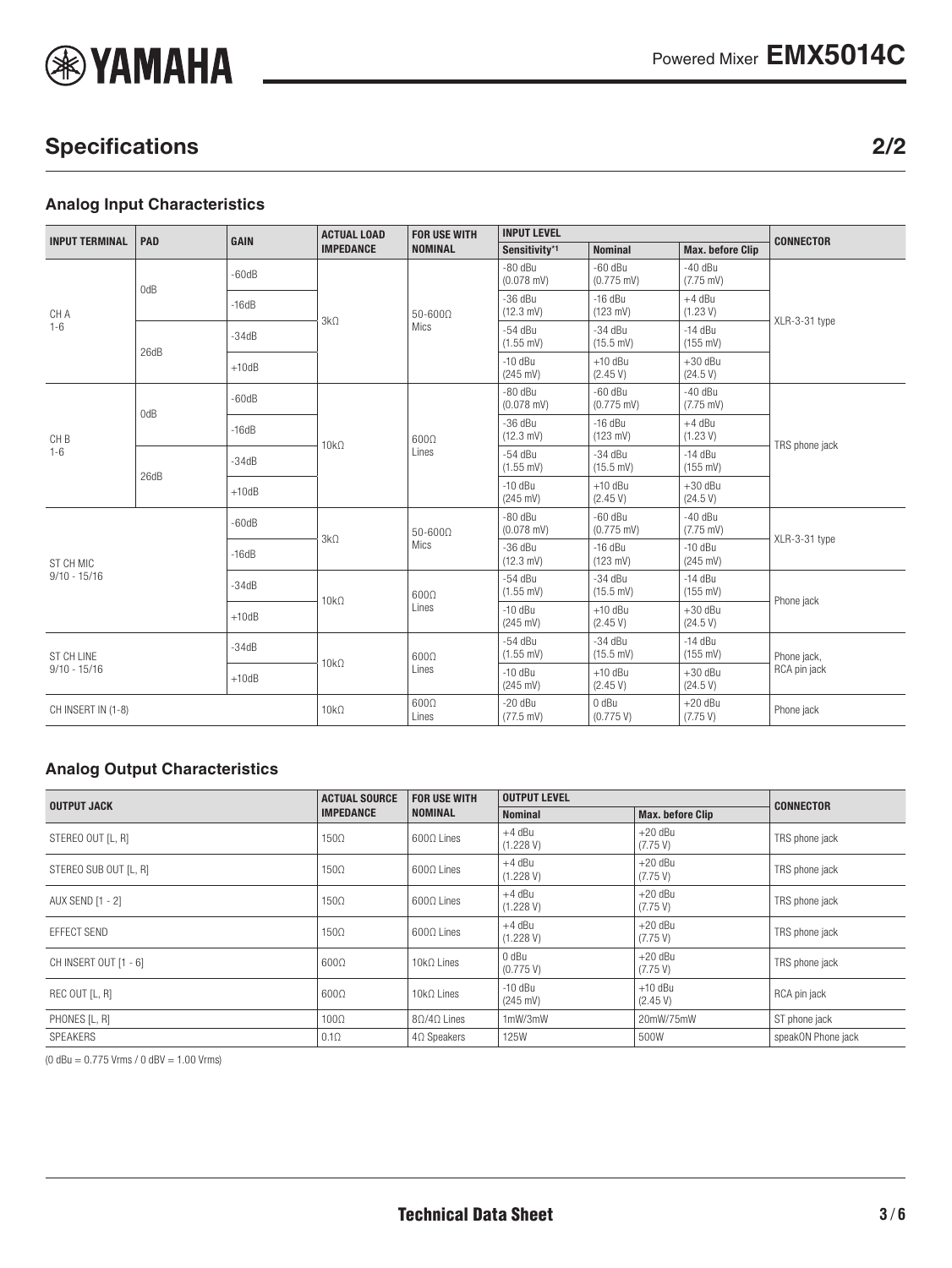## Specifications 2/2

### Analog Input Characteristics

| INPUT TERMINAL | PAD | GAIN | ACTUAL LOAD IMPEDANCE | FOR USE WITH NOMINAL | INPUT LEVEL | | | CONNECTOR |
|---|---|---|---|---|---|---|---|---|
| | | | | | Sensitivity*1 | Nominal | Max. before Clip | |
| CH A 1-6 | 0dB | -60dB | 3kΩ | 50-600Ω Mics | -80 dBu (0.078 mV) | -60 dBu (0.775 mV) | -40 dBu (7.75 mV) | XLR-3-31 type |
| | | -16dB | | | -36 dBu (12.3 mV) | -16 dBu (123 mV) | +4 dBu (1.23 V) | |
| | 26dB | -34dB | | | -54 dBu (1.55 mV) | -34 dBu (15.5 mV) | -14 dBu (155 mV) | |
| | | +10dB | | | -10 dBu (245 mV) | +10 dBu (2.45 V) | +30 dBu (24.5 V) | |
| CH B 1-6 | 0dB | -60dB | 10kΩ | 600Ω Lines | -80 dBu (0.078 mV) | -60 dBu (0.775 mV) | -40 dBu (7.75 mV) | TRS phone jack |
| | | -16dB | | | -36 dBu (12.3 mV) | -16 dBu (123 mV) | +4 dBu (1.23 V) | |
| | 26dB | -34dB | | | -54 dBu (1.55 mV) | -34 dBu (15.5 mV) | -14 dBu (155 mV) | |
| | | +10dB | | | -10 dBu (245 mV) | +10 dBu (2.45 V) | +30 dBu (24.5 V) | |
| ST CH MIC 9/10 - 15/16 | | -60dB | 3kΩ | 50-600Ω Mics | -80 dBu (0.078 mV) | -60 dBu (0.775 mV) | -40 dBu (7.75 mV) | XLR-3-31 type |
| | | -16dB | | | -36 dBu (12.3 mV) | -16 dBu (123 mV) | -10 dBu (245 mV) | |
| | | -34dB | 10kΩ | 600Ω Lines | -54 dBu (1.55 mV) | -34 dBu (15.5 mV) | -14 dBu (155 mV) | Phone jack |
| | | +10dB | | | -10 dBu (245 mV) | +10 dBu (2.45 V) | +30 dBu (24.5 V) | |
| ST CH LINE 9/10 - 15/16 | | -34dB | 10kΩ | 600Ω Lines | -54 dBu (1.55 mV) | -34 dBu (15.5 mV) | -14 dBu (155 mV) | Phone jack, RCA pin jack |
| | | +10dB | | | -10 dBu (245 mV) | +10 dBu (2.45 V) | +30 dBu (24.5 V) | |
| CH INSERT IN (1-8) | | | 10kΩ | 600Ω Lines | -20 dBu (77.5 mV) | 0 dBu (0.775 V) | +20 dBu (7.75 V) | Phone jack |

### Analog Output Characteristics

| OUTPUT JACK | ACTUAL SOURCE IMPEDANCE | FOR USE WITH NOMINAL | OUTPUT LEVEL | | CONNECTOR |
|---|---|---|---|---|---|
| | | | Nominal | Max. before Clip | |
| STEREO OUT [L, R] | 150Ω | 600Ω Lines | +4 dBu (1.228 V) | +20 dBu (7.75 V) | TRS phone jack |
| STEREO SUB OUT [L, R] | 150Ω | 600Ω Lines | +4 dBu (1.228 V) | +20 dBu (7.75 V) | TRS phone jack |
| AUX SEND [1 - 2] | 150Ω | 600Ω Lines | +4 dBu (1.228 V) | +20 dBu (7.75 V) | TRS phone jack |
| EFFECT SEND | 150Ω | 600Ω Lines | +4 dBu (1.228 V) | +20 dBu (7.75 V) | TRS phone jack |
| CH INSERT OUT [1 - 6] | 600Ω | 10kΩ Lines | 0 dBu (0.775 V) | +20 dBu (7.75 V) | TRS phone jack |
| REC OUT [L, R] | 600Ω | 10kΩ Lines | -10 dBu (245 mV) | +10 dBu (2.45 V) | RCA pin jack |
| PHONES [L, R] | 100Ω | 8Ω/4Ω Lines | 1mW/3mW | 20mW/75mW | ST phone jack |
| SPEAKERS | 0.1Ω | 4Ω Speakers | 125W | 500W | speakON Phone jack |

(0 dBu = 0.775 Vrms / 0 dBV = 1.00 Vrms)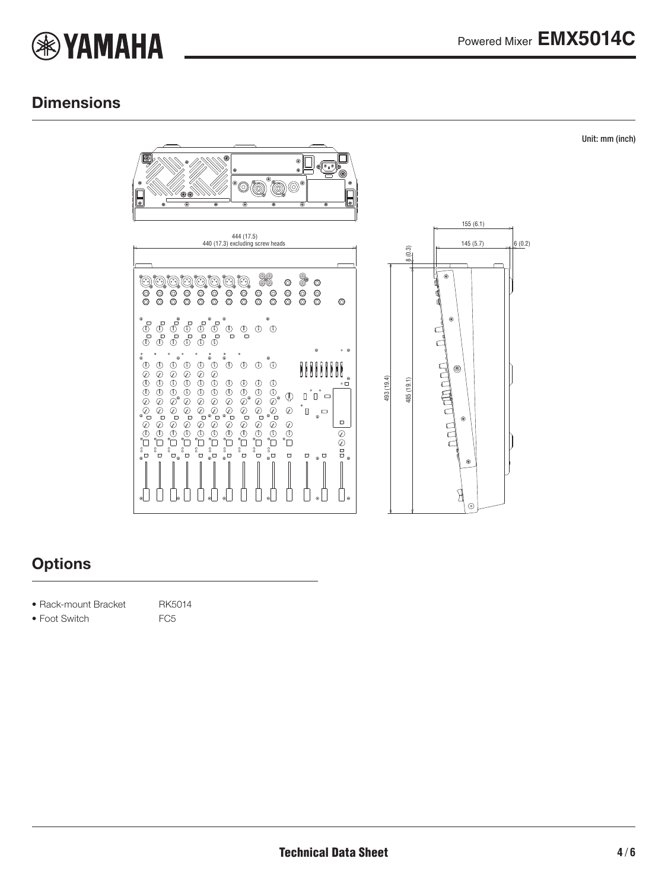## Dimensions

Unit: mm (inch)

444 (17.5)
440 (17.3) excluding screw heads

155 (6.1)
145 (5.7)
6 (0.2)
8 (0.3)
493 (19.4)
485 (19.1)

## Options

- Rack-mount Bracket RK5014
- Foot Switch FC5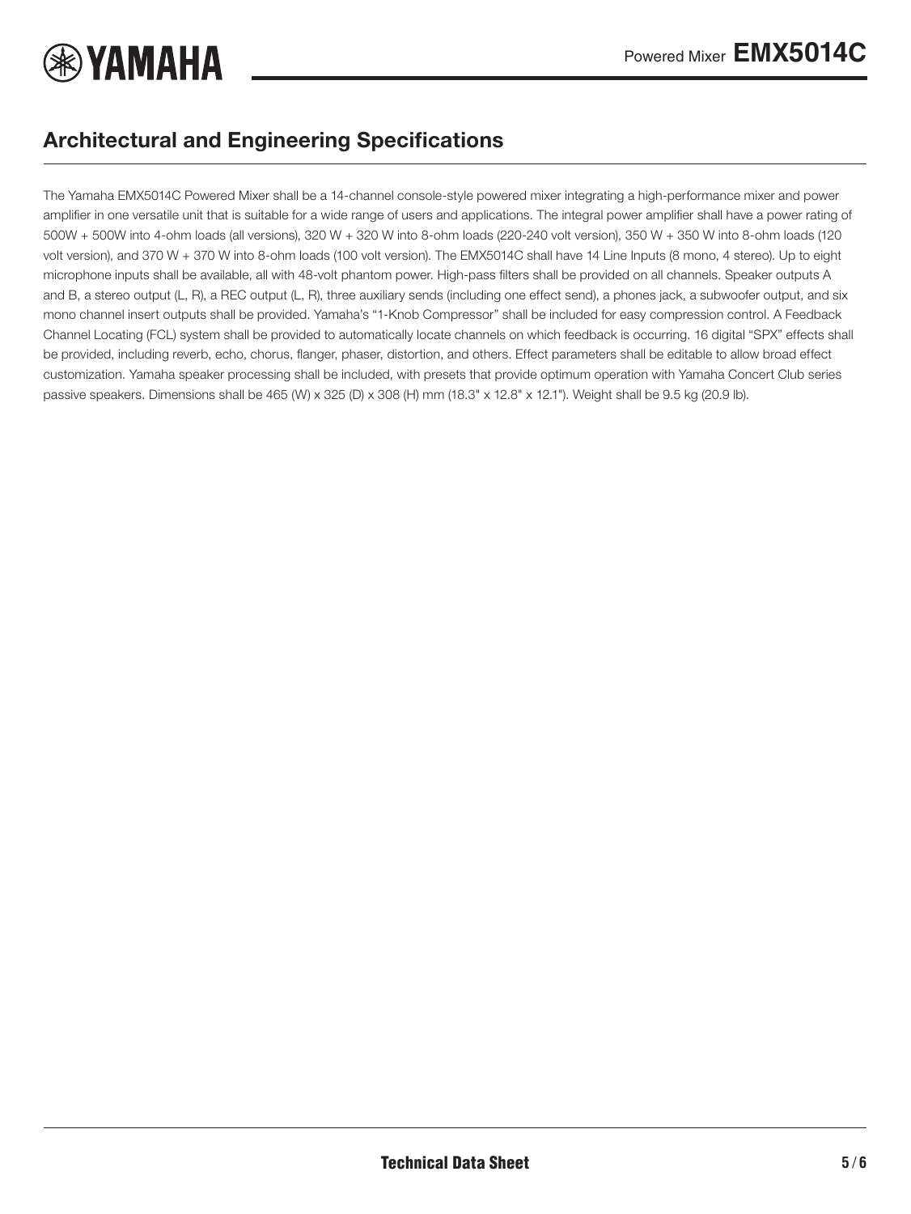## Architectural and Engineering Specifications

The Yamaha EMX5014C Powered Mixer shall be a 14-channel console-style powered mixer integrating a high-performance mixer and power amplifier in one versatile unit that is suitable for a wide range of users and applications. The integral power amplifier shall have a power rating of 500W + 500W into 4-ohm loads (all versions), 320 W + 320 W into 8-ohm loads (220-240 volt version), 350 W + 350 W into 8-ohm loads (120 volt version), and 370 W + 370 W into 8-ohm loads (100 volt version). The EMX5014C shall have 14 Line Inputs (8 mono, 4 stereo). Up to eight microphone inputs shall be available, all with 48-volt phantom power. High-pass filters shall be provided on all channels. Speaker outputs A and B, a stereo output (L, R), a REC output (L, R), three auxiliary sends (including one effect send), a phones jack, a subwoofer output, and six mono channel insert outputs shall be provided. Yamaha's "1-Knob Compressor" shall be included for easy compression control. A Feedback Channel Locating (FCL) system shall be provided to automatically locate channels on which feedback is occurring. 16 digital "SPX" effects shall be provided, including reverb, echo, chorus, flanger, phaser, distortion, and others. Effect parameters shall be editable to allow broad effect customization. Yamaha speaker processing shall be included, with presets that provide optimum operation with Yamaha Concert Club series passive speakers. Dimensions shall be 465 (W) x 325 (D) x 308 (H) mm (18.3" x 12.8" x 12.1"). Weight shall be 9.5 kg (20.9 lb).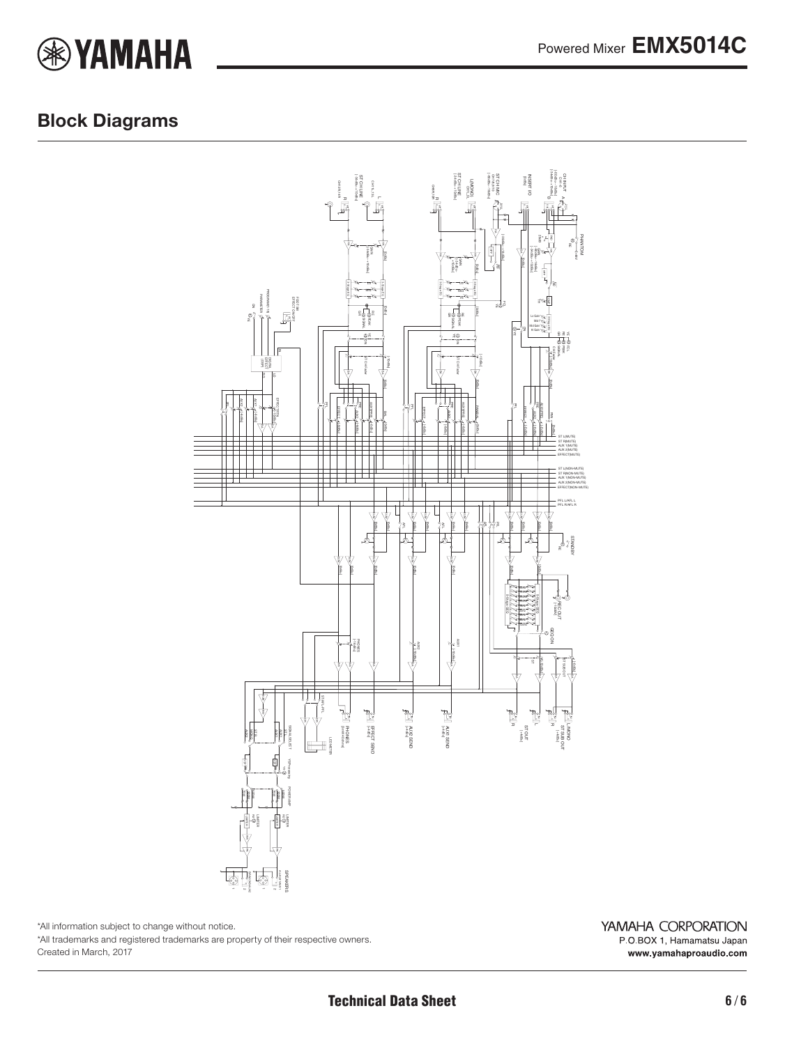# Block Diagrams

PHANTOM

CH INPUT

INSERT I/O

ST CH MIC

ST CH LINE

L(MONO)

R

ST CH LINE

L

R

PROGRAM 1-16

PARAMETER

ON

FOOT SW EFFECT ON/OFF

DIGITAL EFFECT (DSP)

ST L(MUTE)

ST R(MUTE)

AUX 1(MUTE)

AUX 2(MUTE)

EFFECT(MUTE)

ST L(NON-MUTE)

ST R(NON-MUTE)

AUX 1(NON-MUTE)

AUX 2(NON-MUTE)

EFFECT(NON-MUTE)

PFL L/AFL L

PFL R/AFL R

STANDBY

REC OUT

GEQ ON

PHONES

EFFECT SEND

AUX2 SEND

AUX1 SEND

ST OUT

R

L

L/MONO

ST SUB OUT

R

LED METER

SIGNAL SELECT

YSP

POWER AMP

LIMITER

SPEAKERS

\*All information subject to change without notice.

\*All trademarks and registered trademarks are property of their respective owners.

Created in March, 2017

YAMAHA CORPORATION

P.O.BOX 1, Hamamatsu Japan

www.yamahaproaudio.com